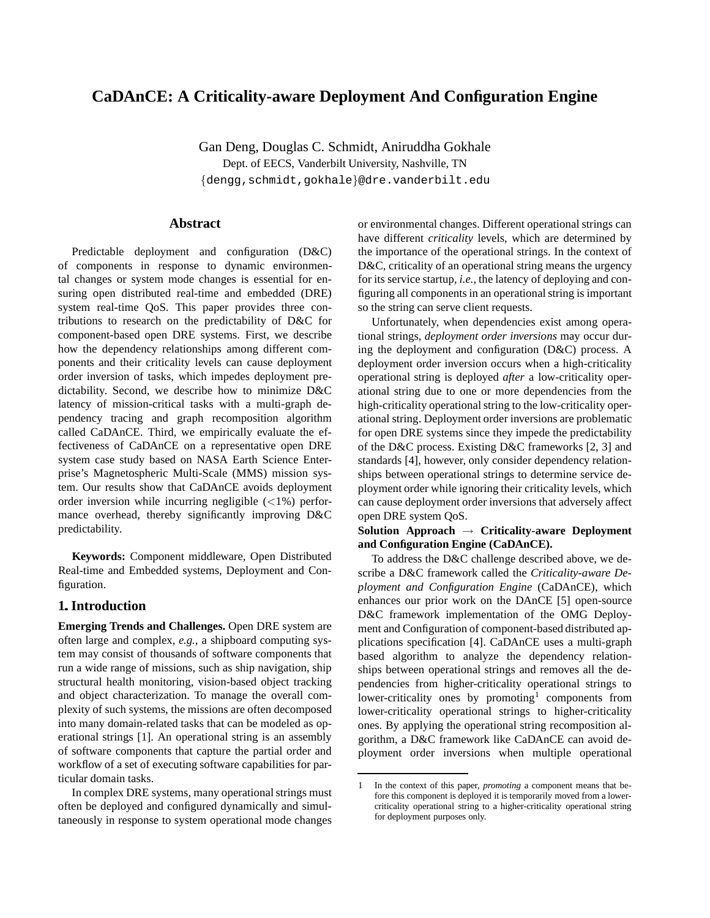# CaDAnCE: A Criticality-aware Deployment And Configuration Engine

Gan Deng, Douglas C. Schmidt, Aniruddha Gokhale
Dept. of EECS, Vanderbilt University, Nashville, TN
{dengg,schmidt,gokhale}@dre.vanderbilt.edu

## Abstract

Predictable deployment and configuration (D&C) of components in response to dynamic environmental changes or system mode changes is essential for ensuring open distributed real-time and embedded (DRE) system real-time QoS. This paper provides three contributions to research on the predictability of D&C for component-based open DRE systems. First, we describe how the dependency relationships among different components and their criticality levels can cause deployment order inversion of tasks, which impedes deployment predictability. Second, we describe how to minimize D&C latency of mission-critical tasks with a multi-graph dependency tracing and graph recomposition algorithm called CaDAnCE. Third, we empirically evaluate the effectiveness of CaDAnCE on a representative open DRE system case study based on NASA Earth Science Enterprise's Magnetospheric Multi-Scale (MMS) mission system. Our results show that CaDAnCE avoids deployment order inversion while incurring negligible (<1%) performance overhead, thereby significantly improving D&C predictability.

**Keywords:** Component middleware, Open Distributed Real-time and Embedded systems, Deployment and Configuration.

## 1. Introduction

**Emerging Trends and Challenges.** Open DRE system are often large and complex, *e.g.*, a shipboard computing system may consist of thousands of software components that run a wide range of missions, such as ship navigation, ship structural health monitoring, vision-based object tracking and object characterization. To manage the overall complexity of such systems, the missions are often decomposed into many domain-related tasks that can be modeled as operational strings [1]. An operational string is an assembly of software components that capture the partial order and workflow of a set of executing software capabilities for particular domain tasks.

In complex DRE systems, many operational strings must often be deployed and configured dynamically and simultaneously in response to system operational mode changes or environmental changes. Different operational strings can have different *criticality* levels, which are determined by the importance of the operational strings. In the context of D&C, criticality of an operational string means the urgency for its service startup, *i.e.*, the latency of deploying and configuring all components in an operational string is important so the string can serve client requests.

Unfortunately, when dependencies exist among operational strings, *deployment order inversions* may occur during the deployment and configuration (D&C) process. A deployment order inversion occurs when a high-criticality operational string is deployed *after* a low-criticality operational string due to one or more dependencies from the high-criticality operational string to the low-criticality operational string. Deployment order inversions are problematic for open DRE systems since they impede the predictability of the D&C process. Existing D&C frameworks [2, 3] and standards [4], however, only consider dependency relationships between operational strings to determine service deployment order while ignoring their criticality levels, which can cause deployment order inversions that adversely affect open DRE system QoS.

**Solution Approach → Criticality-aware Deployment and Configuration Engine (CaDAnCE).**

To address the D&C challenge described above, we describe a D&C framework called the *Criticality-aware Deployment and Configuration Engine* (CaDAnCE), which enhances our prior work on the DAnCE [5] open-source D&C framework implementation of the OMG Deployment and Configuration of component-based distributed applications specification [4]. CaDAnCE uses a multi-graph based algorithm to analyze the dependency relationships between operational strings and removes all the dependencies from higher-criticality operational strings to lower-criticality ones by promoting[1] components from lower-criticality operational strings to higher-criticality ones. By applying the operational string recomposition algorithm, a D&C framework like CaDAnCE can avoid deployment order inversions when multiple operational

1 In the context of this paper, *promoting* a component means that before this component is deployed it is temporarily moved from a lower-criticality operational string to a higher-criticality operational string for deployment purposes only.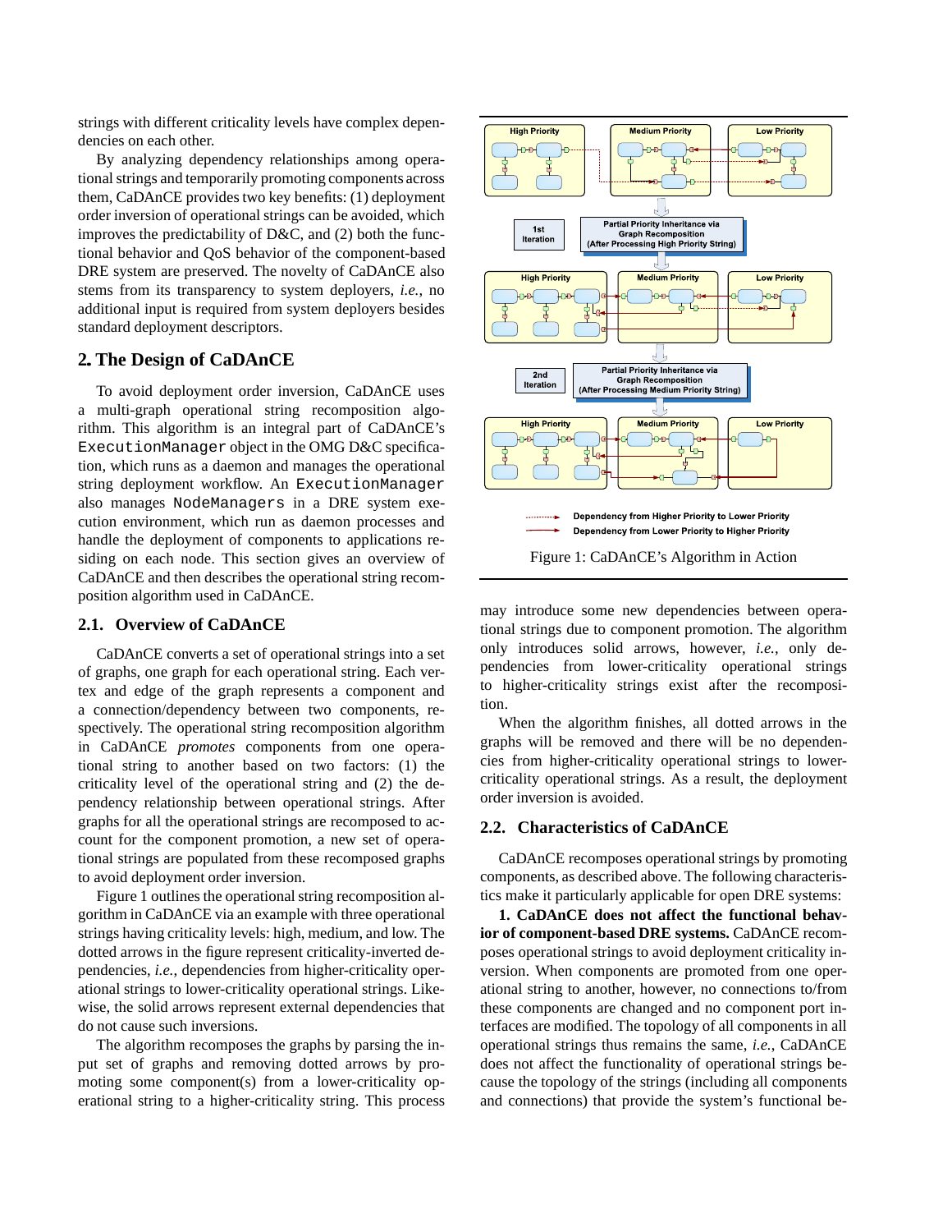strings with different criticality levels have complex dependencies on each other.

By analyzing dependency relationships among operational strings and temporarily promoting components across them, CaDAnCE provides two key benefits: (1) deployment order inversion of operational strings can be avoided, which improves the predictability of D&C, and (2) both the functional behavior and QoS behavior of the component-based DRE system are preserved. The novelty of CaDAnCE also stems from its transparency to system deployers, *i.e.*, no additional input is required from system deployers besides standard deployment descriptors.

## 2. The Design of CaDAnCE

To avoid deployment order inversion, CaDAnCE uses a multi-graph operational string recomposition algorithm. This algorithm is an integral part of CaDAnCE's `ExecutionManager` object in the OMG D&C specification, which runs as a daemon and manages the operational string deployment workflow. An `ExecutionManager` also manages `NodeManagers` in a DRE system execution environment, which run as daemon processes and handle the deployment of components to applications residing on each node. This section gives an overview of CaDAnCE and then describes the operational string recomposition algorithm used in CaDAnCE.

### 2.1. Overview of CaDAnCE

CaDAnCE converts a set of operational strings into a set of graphs, one graph for each operational string. Each vertex and edge of the graph represents a component and a connection/dependency between two components, respectively. The operational string recomposition algorithm in CaDAnCE *promotes* components from one operational string to another based on two factors: (1) the criticality level of the operational string and (2) the dependency relationship between operational strings. After graphs for all the operational strings are recomposed to account for the component promotion, a new set of operational strings are populated from these recomposed graphs to avoid deployment order inversion.

Figure 1 outlines the operational string recomposition algorithm in CaDAnCE via an example with three operational strings having criticality levels: high, medium, and low. The dotted arrows in the figure represent criticality-inverted dependencies, *i.e.*, dependencies from higher-criticality operational strings to lower-criticality operational strings. Likewise, the solid arrows represent external dependencies that do not cause such inversions.

The algorithm recomposes the graphs by parsing the input set of graphs and removing dotted arrows by promoting some component(s) from a lower-criticality operational string to a higher-criticality string. This process may introduce some new dependencies between operational strings due to component promotion. The algorithm only introduces solid arrows, however, *i.e.*, only dependencies from lower-criticality operational strings to higher-criticality strings exist after the recomposition.

When the algorithm finishes, all dotted arrows in the graphs will be removed and there will be no dependencies from higher-criticality operational strings to lower-criticality operational strings. As a result, the deployment order inversion is avoided.

Figure 1: CaDAnCE's Algorithm in Action

### 2.2. Characteristics of CaDAnCE

CaDAnCE recomposes operational strings by promoting components, as described above. The following characteristics make it particularly applicable for open DRE systems:

**1. CaDAnCE does not affect the functional behavior of component-based DRE systems.** CaDAnCE recomposes operational strings to avoid deployment criticality inversion. When components are promoted from one operational string to another, however, no connections to/from these components are changed and no component port interfaces are modified. The topology of all components in all operational strings thus remains the same, *i.e.*, CaDAnCE does not affect the functionality of operational strings because the topology of the strings (including all components and connections) that provide the system's functional be-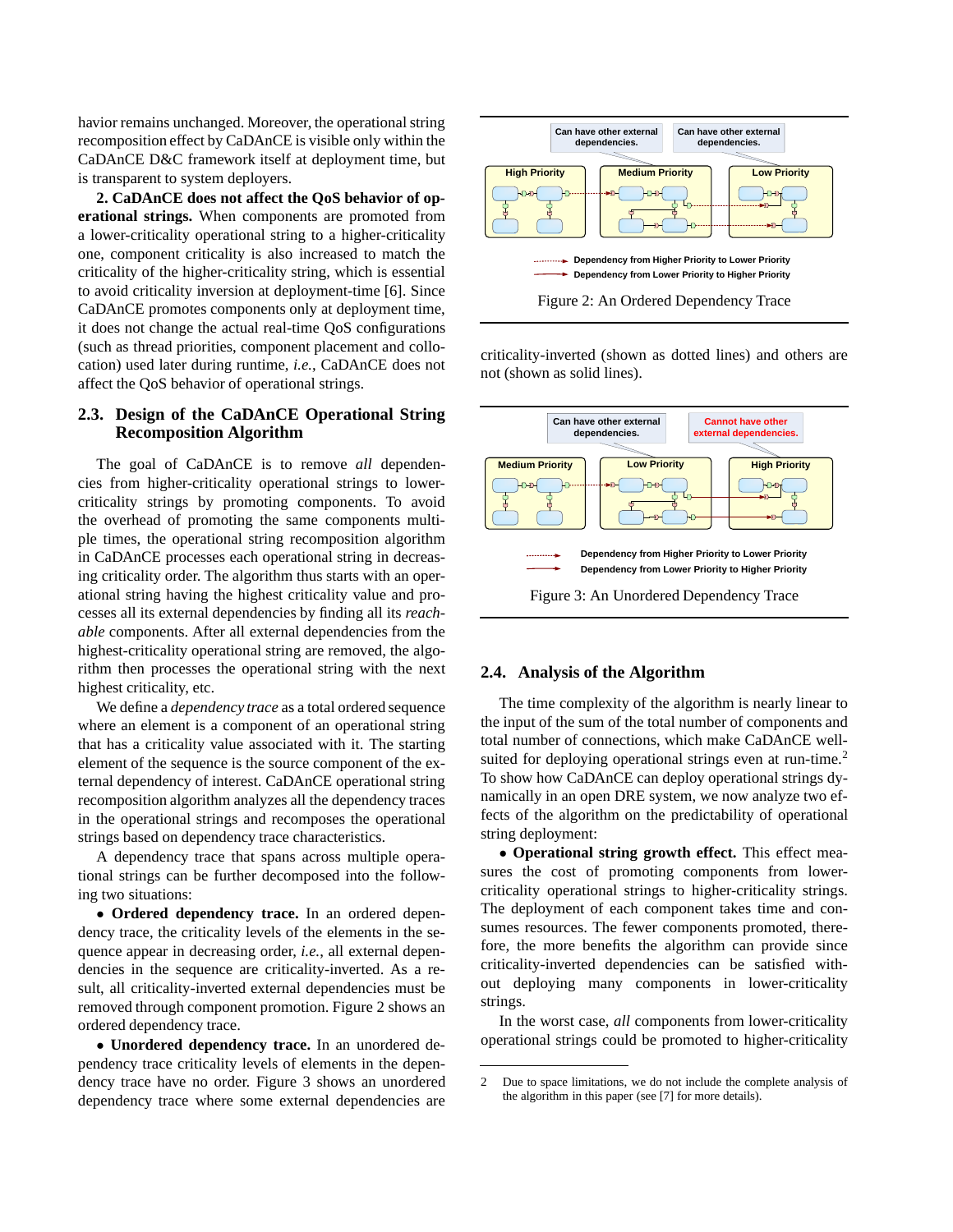havior remains unchanged. Moreover, the operational string recomposition effect by CaDAnCE is visible only within the CaDAnCE D&C framework itself at deployment time, but is transparent to system deployers.

**2. CaDAnCE does not affect the QoS behavior of operational strings.** When components are promoted from a lower-criticality operational string to a higher-criticality one, component criticality is also increased to match the criticality of the higher-criticality string, which is essential to avoid criticality inversion at deployment-time [6]. Since CaDAnCE promotes components only at deployment time, it does not change the actual real-time QoS configurations (such as thread priorities, component placement and collocation) used later during runtime, *i.e.*, CaDAnCE does not affect the QoS behavior of operational strings.

### 2.3. Design of the CaDAnCE Operational String Recomposition Algorithm

The goal of CaDAnCE is to remove *all* dependencies from higher-criticality operational strings to lower-criticality strings by promoting components. To avoid the overhead of promoting the same components multiple times, the operational string recomposition algorithm in CaDAnCE processes each operational string in decreasing criticality order. The algorithm thus starts with an operational string having the highest criticality value and processes all its external dependencies by finding all its *reachable* components. After all external dependencies from the highest-criticality operational string are removed, the algorithm then processes the operational string with the next highest criticality, etc.

We define a *dependency trace* as a total ordered sequence where an element is a component of an operational string that has a criticality value associated with it. The starting element of the sequence is the source component of the external dependency of interest. CaDAnCE operational string recomposition algorithm analyzes all the dependency traces in the operational strings and recomposes the operational strings based on dependency trace characteristics.

A dependency trace that spans across multiple operational strings can be further decomposed into the following two situations:

- **Ordered dependency trace.** In an ordered dependency trace, the criticality levels of the elements in the sequence appear in decreasing order, *i.e.*, all external dependencies in the sequence are criticality-inverted. As a result, all criticality-inverted external dependencies must be removed through component promotion. Figure 2 shows an ordered dependency trace.

- **Unordered dependency trace.** In an unordered dependency trace criticality levels of elements in the dependency trace have no order. Figure 3 shows an unordered dependency trace where some external dependencies are criticality-inverted (shown as dotted lines) and others are not (shown as solid lines).

Figure 2: An Ordered Dependency Trace

Figure 3: An Unordered Dependency Trace

### 2.4. Analysis of the Algorithm

The time complexity of the algorithm is nearly linear to the input of the sum of the total number of components and total number of connections, which make CaDAnCE well-suited for deploying operational strings even at run-time.[2] To show how CaDAnCE can deploy operational strings dynamically in an open DRE system, we now analyze two effects of the algorithm on the predictability of operational string deployment:

- **Operational string growth effect.** This effect measures the cost of promoting components from lower-criticality operational strings to higher-criticality strings. The deployment of each component takes time and consumes resources. The fewer components promoted, therefore, the more benefits the algorithm can provide since criticality-inverted dependencies can be satisfied without deploying many components in lower-criticality strings.

In the worst case, *all* components from lower-criticality operational strings could be promoted to higher-criticality

[2] Due to space limitations, we do not include the complete analysis of the algorithm in this paper (see [7] for more details).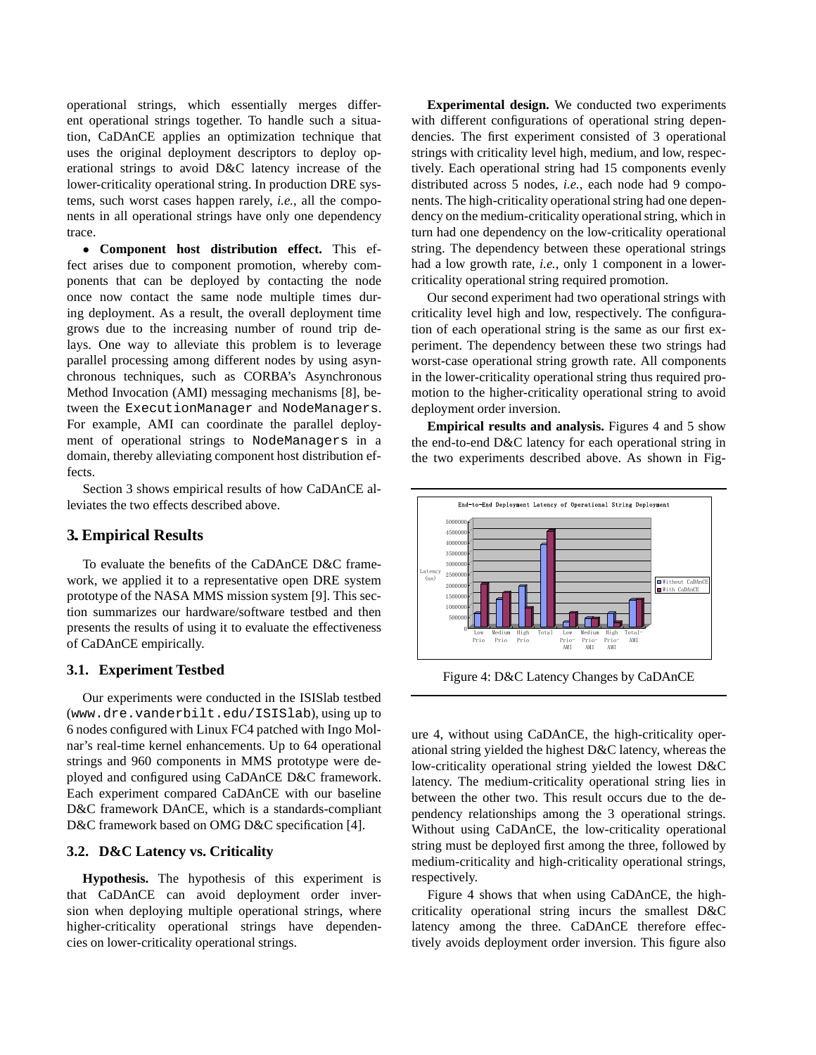operational strings, which essentially merges different operational strings together. To handle such a situation, CaDAnCE applies an optimization technique that uses the original deployment descriptors to deploy operational strings to avoid D&C latency increase of the lower-criticality operational string. In production DRE systems, such worst cases happen rarely, *i.e.*, all the components in all operational strings have only one dependency trace.

- **Component host distribution effect.** This effect arises due to component promotion, whereby components that can be deployed by contacting the node once now contact the same node multiple times during deployment. As a result, the overall deployment time grows due to the increasing number of round trip delays. One way to alleviate this problem is to leverage parallel processing among different nodes by using asynchronous techniques, such as CORBA's Asynchronous Method Invocation (AMI) messaging mechanisms [8], between the `ExecutionManager` and `NodeManagers`. For example, AMI can coordinate the parallel deployment of operational strings to `NodeManagers` in a domain, thereby alleviating component host distribution effects.

Section 3 shows empirical results of how CaDAnCE alleviates the two effects described above.

## 3. Empirical Results

To evaluate the benefits of the CaDAnCE D&C framework, we applied it to a representative open DRE system prototype of the NASA MMS mission system [9]. This section summarizes our hardware/software testbed and then presents the results of using it to evaluate the effectiveness of CaDAnCE empirically.

### 3.1. Experiment Testbed

Our experiments were conducted in the ISISlab testbed (`www.dre.vanderbilt.edu/ISISlab`), using up to 6 nodes configured with Linux FC4 patched with Ingo Molnar's real-time kernel enhancements. Up to 64 operational strings and 960 components in MMS prototype were deployed and configured using CaDAnCE D&C framework. Each experiment compared CaDAnCE with our baseline D&C framework DAnCE, which is a standards-compliant D&C framework based on OMG D&C specification [4].

### 3.2. D&C Latency vs. Criticality

**Hypothesis.** The hypothesis of this experiment is that CaDAnCE can avoid deployment order inversion when deploying multiple operational strings, where higher-criticality operational strings have dependencies on lower-criticality operational strings.

**Experimental design.** We conducted two experiments with different configurations of operational string dependencies. The first experiment consisted of 3 operational strings with criticality level high, medium, and low, respectively. Each operational string had 15 components evenly distributed across 5 nodes, *i.e.*, each node had 9 components. The high-criticality operational string had one dependency on the medium-criticality operational string, which in turn had one dependency on the low-criticality operational string. The dependency between these operational strings had a low growth rate, *i.e.*, only 1 component in a lower-criticality operational string required promotion.

Our second experiment had two operational strings with criticality level high and low, respectively. The configuration of each operational string is the same as our first experiment. The dependency between these two strings had worst-case operational string growth rate. All components in the lower-criticality operational string thus required promotion to the higher-criticality operational string to avoid deployment order inversion.

**Empirical results and analysis.** Figures 4 and 5 show the end-to-end D&C latency for each operational string in the two experiments described above. As shown in Figure 4, without using CaDAnCE, the high-criticality operational string yielded the highest D&C latency, whereas the low-criticality operational string yielded the lowest D&C latency. The medium-criticality operational string lies in between the other two. This result occurs due to the dependency relationships among the 3 operational strings. Without using CaDAnCE, the low-criticality operational string must be deployed first among the three, followed by medium-criticality and high-criticality operational strings, respectively.

Figure 4: D&C Latency Changes by CaDAnCE

Figure 4 shows that when using CaDAnCE, the high-criticality operational string incurs the smallest D&C latency among the three. CaDAnCE therefore effectively avoids deployment order inversion. This figure also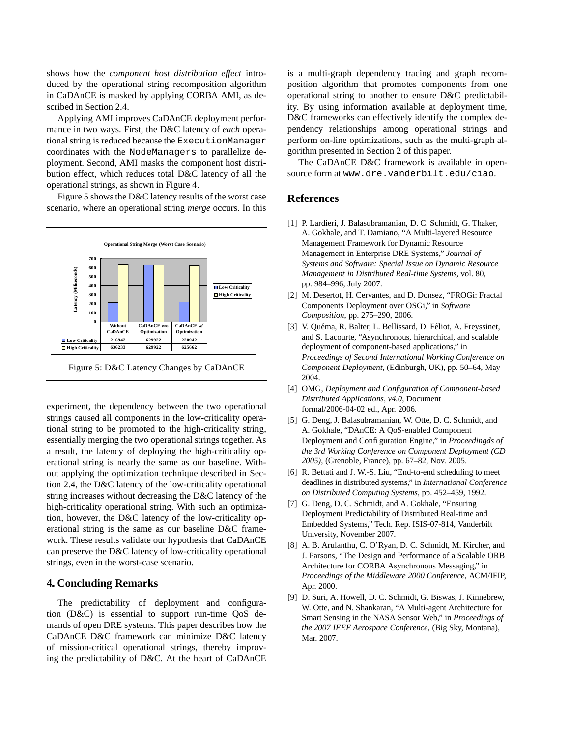shows how the *component host distribution effect* introduced by the operational string recomposition algorithm in CaDAnCE is masked by applying CORBA AMI, as described in Section 2.4.

Applying AMI improves CaDAnCE deployment performance in two ways. First, the D&C latency of *each* operational string is reduced because the `ExecutionManager` coordinates with the `NodeManagers` to parallelize deployment. Second, AMI masks the component host distribution effect, which reduces total D&C latency of all the operational strings, as shown in Figure 4.

Figure 5 shows the D&C latency results of the worst case scenario, where an operational string *merge* occurs. In this

Operational String Merge (Worst Case Scenario)

Latency (Miliseconds)

700
600
500
400
300
200
100
0

Low Criticality
High Criticality

Without CaDAnCE
CaDAnCE w/o Optimization
CaDAnCE w/ Optimization

Low Criticality: 216942, 629922, 220942
High Criticality: 636233, 629922, 625662

Figure 5: D&C Latency Changes by CaDAnCE

experiment, the dependency between the two operational strings caused all components in the low-criticality operational string to be promoted to the high-criticality string, essentially merging the two operational strings together. As a result, the latency of deploying the high-criticality operational string is nearly the same as our baseline. Without applying the optimization technique described in Section 2.4, the D&C latency of the low-criticality operational string increases without decreasing the D&C latency of the high-criticality operational string. With such an optimization, however, the D&C latency of the low-criticality operational string is the same as our baseline D&C framework. These results validate our hypothesis that CaDAnCE can preserve the D&C latency of low-criticality operational strings, even in the worst-case scenario.

## 4. Concluding Remarks

The predictability of deployment and configuration (D&C) is essential to support run-time QoS demands of open DRE systems. This paper describes how the CaDAnCE D&C framework can minimize D&C latency of mission-critical operational strings, thereby improving the predictability of D&C. At the heart of CaDAnCE is a multi-graph dependency tracing and graph recomposition algorithm that promotes components from one operational string to another to ensure D&C predictability. By using information available at deployment time, D&C frameworks can effectively identify the complex dependency relationships among operational strings and perform on-line optimizations, such as the multi-graph algorithm presented in Section 2 of this paper.

The CaDAnCE D&C framework is available in open-source form at `www.dre.vanderbilt.edu/ciao`.

## References

[1] P. Lardieri, J. Balasubramanian, D. C. Schmidt, G. Thaker, A. Gokhale, and T. Damiano, "A Multi-layered Resource Management Framework for Dynamic Resource Management in Enterprise DRE Systems," *Journal of Systems and Software: Special Issue on Dynamic Resource Management in Distributed Real-time Systems*, vol. 80, pp. 984–996, July 2007.

[2] M. Desertot, H. Cervantes, and D. Donsez, "FROGi: Fractal Components Deployment over OSGi," in *Software Composition*, pp. 275–290, 2006.

[3] V. Quéma, R. Balter, L. Bellissard, D. Féliot, A. Freyssinet, and S. Lacourte, "Asynchronous, hierarchical, and scalable deployment of component-based applications," in *Proceedings of Second International Working Conference on Component Deployment*, (Edinburgh, UK), pp. 50–64, May 2004.

[4] OMG, *Deployment and Configuration of Component-based Distributed Applications, v4.0*, Document formal/2006-04-02 ed., Apr. 2006.

[5] G. Deng, J. Balasubramanian, W. Otte, D. C. Schmidt, and A. Gokhale, "DAnCE: A QoS-enabled Component Deployment and Confi guration Engine," in *Proceedingds of the 3rd Working Conference on Component Deployment (CD 2005)*, (Grenoble, France), pp. 67–82, Nov. 2005.

[6] R. Bettati and J. W.-S. Liu, "End-to-end scheduling to meet deadlines in distributed systems," in *International Conference on Distributed Computing Systems*, pp. 452–459, 1992.

[7] G. Deng, D. C. Schmidt, and A. Gokhale, "Ensuring Deployment Predictability of Distributed Real-time and Embedded Systems," Tech. Rep. ISIS-07-814, Vanderbilt University, November 2007.

[8] A. B. Arulanthu, C. O'Ryan, D. C. Schmidt, M. Kircher, and J. Parsons, "The Design and Performance of a Scalable ORB Architecture for CORBA Asynchronous Messaging," in *Proceedings of the Middleware 2000 Conference*, ACM/IFIP, Apr. 2000.

[9] D. Suri, A. Howell, D. C. Schmidt, G. Biswas, J. Kinnebrew, W. Otte, and N. Shankaran, "A Multi-agent Architecture for Smart Sensing in the NASA Sensor Web," in *Proceedings of the 2007 IEEE Aerospace Conference*, (Big Sky, Montana), Mar. 2007.